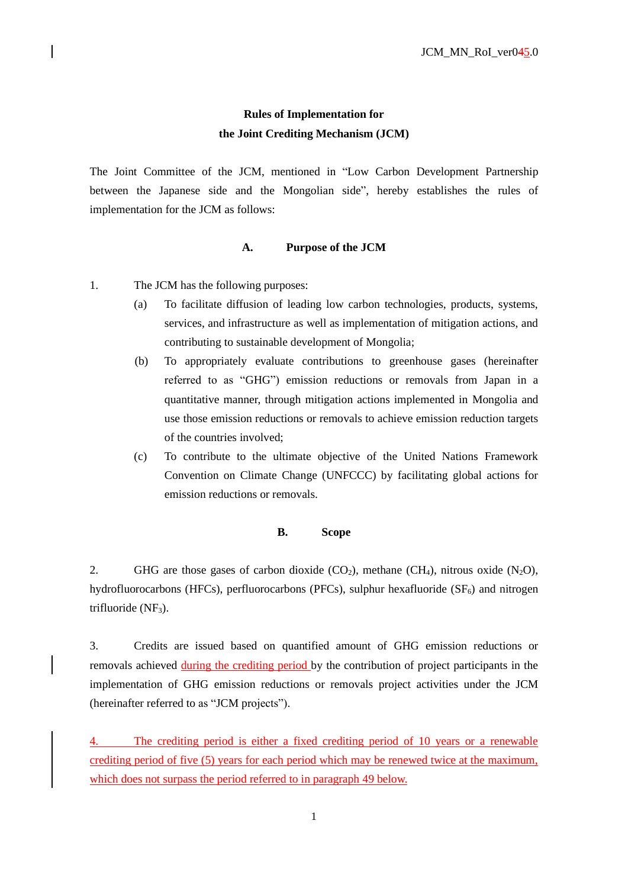# Rules of Implementation for the Joint Crediting Mechanism (JCM)

The Joint Committee of the JCM, mentioned in “Low Carbon Development Partnership between the Japanese side and the Mongolian side”, hereby establishes the rules of implementation for the JCM as follows:

## A. Purpose of the JCM

1. The JCM has the following purposes:
   - (a) To facilitate diffusion of leading low carbon technologies, products, systems, services, and infrastructure as well as implementation of mitigation actions, and contributing to sustainable development of Mongolia;
   - (b) To appropriately evaluate contributions to greenhouse gases (hereinafter referred to as “GHG”) emission reductions or removals from Japan in a quantitative manner, through mitigation actions implemented in Mongolia and use those emission reductions or removals to achieve emission reduction targets of the countries involved;
   - (c) To contribute to the ultimate objective of the United Nations Framework Convention on Climate Change (UNFCCC) by facilitating global actions for emission reductions or removals.

## B. Scope

2. GHG are those gases of carbon dioxide ($CO_2$), methane ($CH_4$), nitrous oxide ($N_2O$), hydrofluorocarbons (HFCs), perfluorocarbons (PFCs), sulphur hexafluoride ($SF_6$) and nitrogen trifluoride ($NF_3$).

3. Credits are issued based on quantified amount of GHG emission reductions or removals achieved during the crediting period by the contribution of project participants in the implementation of GHG emission reductions or removals project activities under the JCM (hereinafter referred to as “JCM projects”).

4. The crediting period is either a fixed crediting period of 10 years or a renewable crediting period of five (5) years for each period which may be renewed twice at the maximum, which does not surpass the period referred to in paragraph 49 below.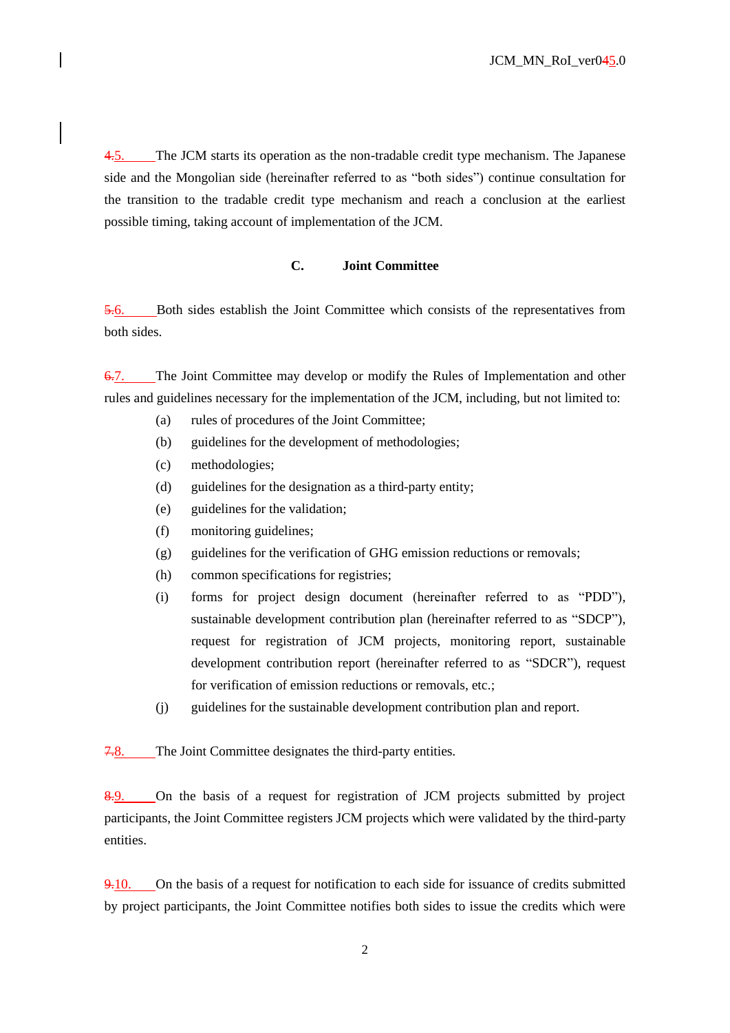~~4.~~5. The JCM starts its operation as the non-tradable credit type mechanism. The Japanese side and the Mongolian side (hereinafter referred to as "both sides") continue consultation for the transition to the tradable credit type mechanism and reach a conclusion at the earliest possible timing, taking account of implementation of the JCM.

### C. Joint Committee

~~5.~~6. Both sides establish the Joint Committee which consists of the representatives from both sides.

~~6.~~7. The Joint Committee may develop or modify the Rules of Implementation and other rules and guidelines necessary for the implementation of the JCM, including, but not limited to:

- (a) rules of procedures of the Joint Committee;
- (b) guidelines for the development of methodologies;
- (c) methodologies;
- (d) guidelines for the designation as a third-party entity;
- (e) guidelines for the validation;
- (f) monitoring guidelines;
- (g) guidelines for the verification of GHG emission reductions or removals;
- (h) common specifications for registries;
- (i) forms for project design document (hereinafter referred to as "PDD"), sustainable development contribution plan (hereinafter referred to as "SDCP"), request for registration of JCM projects, monitoring report, sustainable development contribution report (hereinafter referred to as "SDCR"), request for verification of emission reductions or removals, etc.;
- (j) guidelines for the sustainable development contribution plan and report.

~~7.~~8. The Joint Committee designates the third-party entities.

~~8.~~9. On the basis of a request for registration of JCM projects submitted by project participants, the Joint Committee registers JCM projects which were validated by the third-party entities.

~~9.~~10. On the basis of a request for notification to each side for issuance of credits submitted by project participants, the Joint Committee notifies both sides to issue the credits which were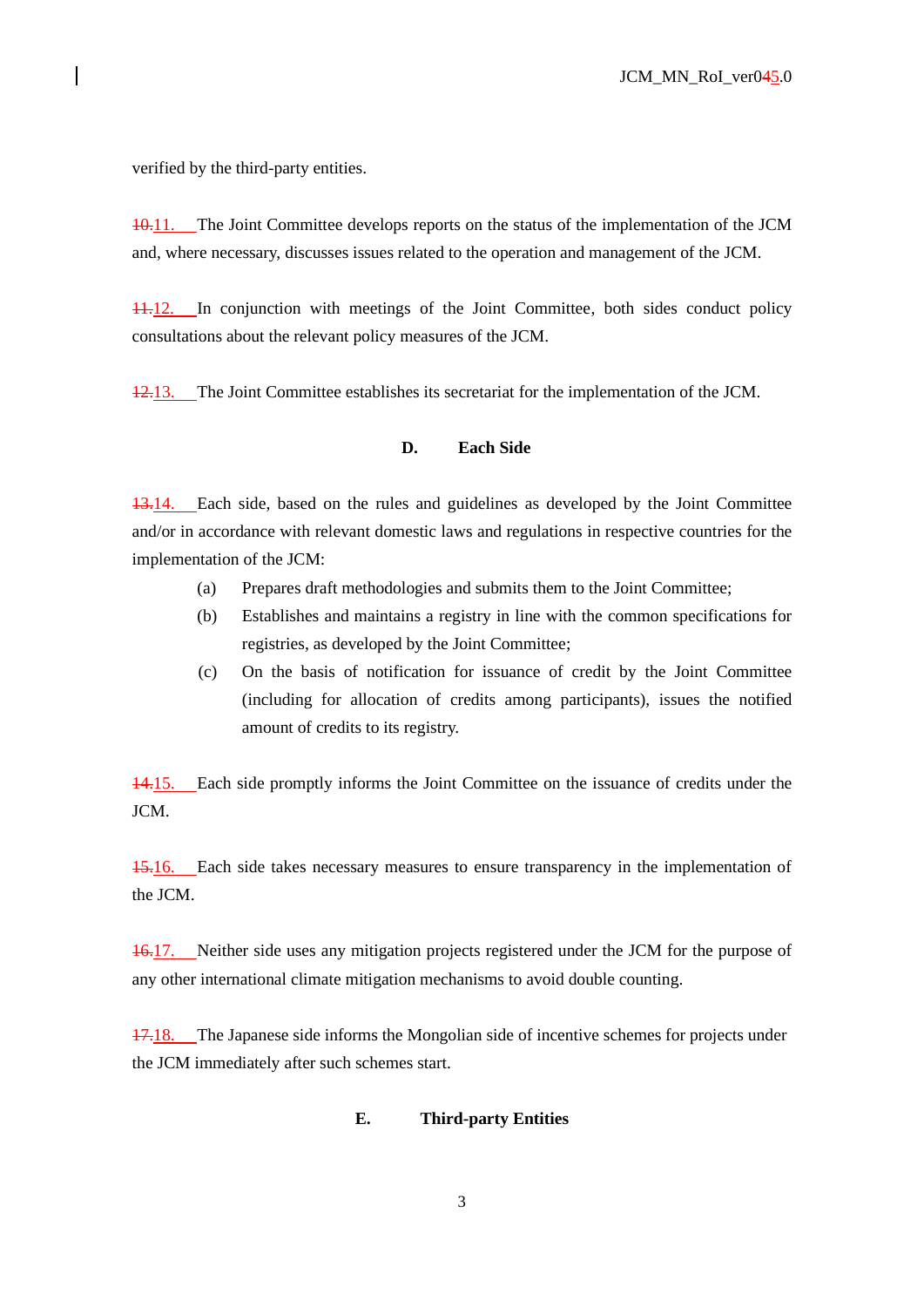verified by the third-party entities.

~~10.~~11. The Joint Committee develops reports on the status of the implementation of the JCM and, where necessary, discusses issues related to the operation and management of the JCM.

~~11.~~12. In conjunction with meetings of the Joint Committee, both sides conduct policy consultations about the relevant policy measures of the JCM.

~~12.~~13. The Joint Committee establishes its secretariat for the implementation of the JCM.

## D. Each Side

~~13.~~14. Each side, based on the rules and guidelines as developed by the Joint Committee and/or in accordance with relevant domestic laws and regulations in respective countries for the implementation of the JCM:

- (a) Prepares draft methodologies and submits them to the Joint Committee;
- (b) Establishes and maintains a registry in line with the common specifications for registries, as developed by the Joint Committee;
- (c) On the basis of notification for issuance of credit by the Joint Committee (including for allocation of credits among participants), issues the notified amount of credits to its registry.

~~14.~~15. Each side promptly informs the Joint Committee on the issuance of credits under the JCM.

~~15.~~16. Each side takes necessary measures to ensure transparency in the implementation of the JCM.

~~16.~~17. Neither side uses any mitigation projects registered under the JCM for the purpose of any other international climate mitigation mechanisms to avoid double counting.

~~17.~~18. The Japanese side informs the Mongolian side of incentive schemes for projects under the JCM immediately after such schemes start.

## E. Third-party Entities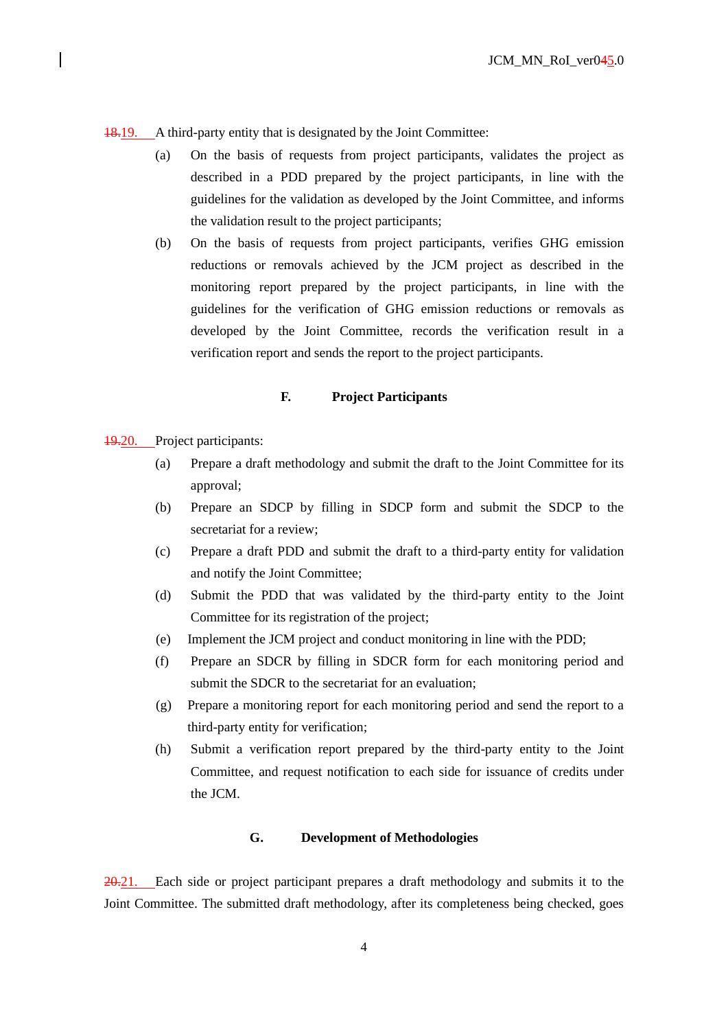18.19. A third-party entity that is designated by the Joint Committee:

(a) On the basis of requests from project participants, validates the project as described in a PDD prepared by the project participants, in line with the guidelines for the validation as developed by the Joint Committee, and informs the validation result to the project participants;

(b) On the basis of requests from project participants, verifies GHG emission reductions or removals achieved by the JCM project as described in the monitoring report prepared by the project participants, in line with the guidelines for the verification of GHG emission reductions or removals as developed by the Joint Committee, records the verification result in a verification report and sends the report to the project participants.

### F. Project Participants

19.20. Project participants:

(a) Prepare a draft methodology and submit the draft to the Joint Committee for its approval;

(b) Prepare an SDCP by filling in SDCP form and submit the SDCP to the secretariat for a review;

(c) Prepare a draft PDD and submit the draft to a third-party entity for validation and notify the Joint Committee;

(d) Submit the PDD that was validated by the third-party entity to the Joint Committee for its registration of the project;

(e) Implement the JCM project and conduct monitoring in line with the PDD;

(f) Prepare an SDCR by filling in SDCR form for each monitoring period and submit the SDCR to the secretariat for an evaluation;

(g) Prepare a monitoring report for each monitoring period and send the report to a third-party entity for verification;

(h) Submit a verification report prepared by the third-party entity to the Joint Committee, and request notification to each side for issuance of credits under the JCM.

### G. Development of Methodologies

20.21. Each side or project participant prepares a draft methodology and submits it to the Joint Committee. The submitted draft methodology, after its completeness being checked, goes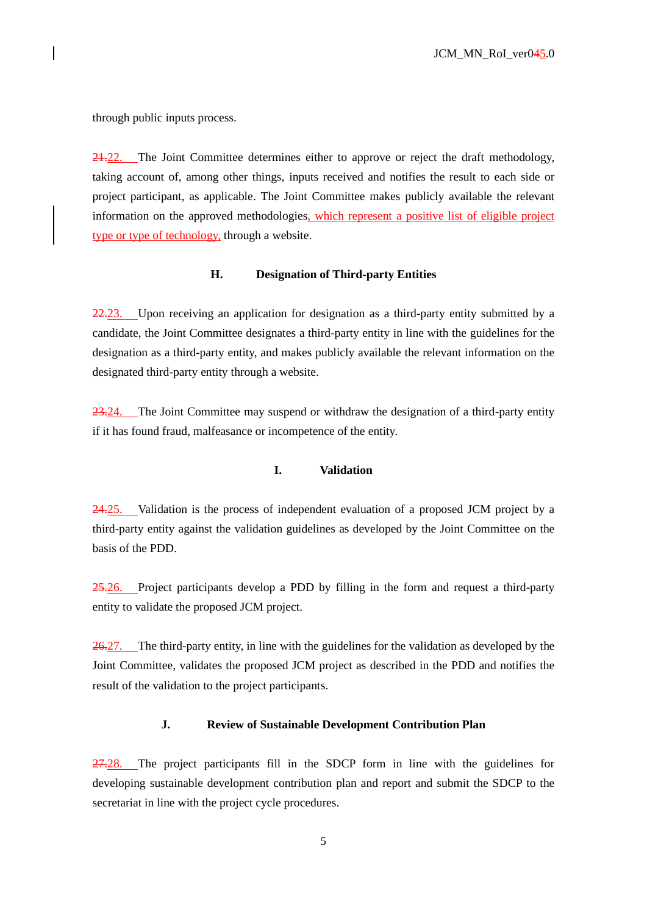through public inputs process.

~~21.~~22. The Joint Committee determines either to approve or reject the draft methodology, taking account of, among other things, inputs received and notifies the result to each side or project participant, as applicable. The Joint Committee makes publicly available the relevant information on the approved methodologies, which represent a positive list of eligible project type or type of technology, through a website.

### H. Designation of Third-party Entities

~~22.~~23. Upon receiving an application for designation as a third-party entity submitted by a candidate, the Joint Committee designates a third-party entity in line with the guidelines for the designation as a third-party entity, and makes publicly available the relevant information on the designated third-party entity through a website.

~~23.~~24. The Joint Committee may suspend or withdraw the designation of a third-party entity if it has found fraud, malfeasance or incompetence of the entity.

### I. Validation

~~24.~~25. Validation is the process of independent evaluation of a proposed JCM project by a third-party entity against the validation guidelines as developed by the Joint Committee on the basis of the PDD.

~~25.~~26. Project participants develop a PDD by filling in the form and request a third-party entity to validate the proposed JCM project.

~~26.~~27. The third-party entity, in line with the guidelines for the validation as developed by the Joint Committee, validates the proposed JCM project as described in the PDD and notifies the result of the validation to the project participants.

### J. Review of Sustainable Development Contribution Plan

~~27.~~28. The project participants fill in the SDCP form in line with the guidelines for developing sustainable development contribution plan and report and submit the SDCP to the secretariat in line with the project cycle procedures.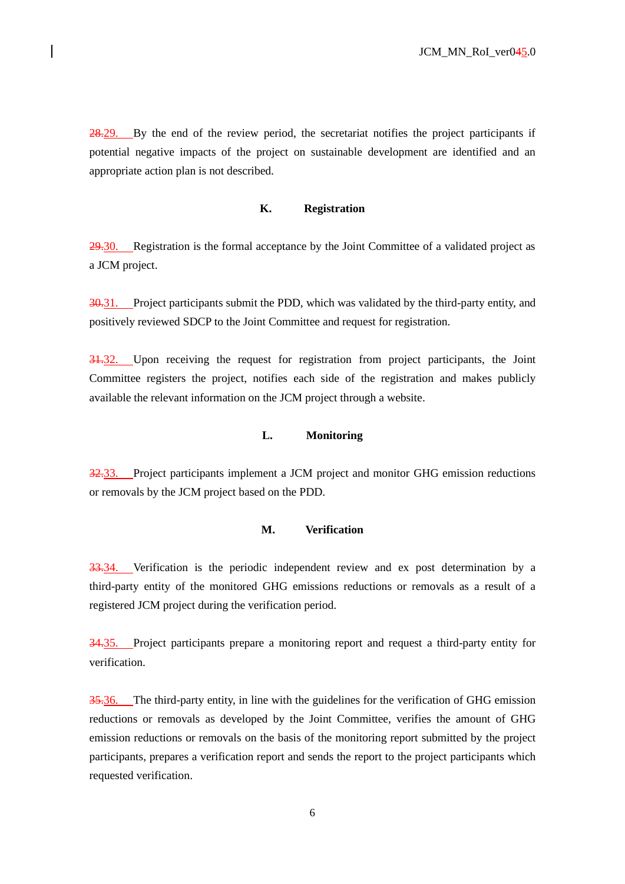~~28.~~29. By the end of the review period, the secretariat notifies the project participants if potential negative impacts of the project on sustainable development are identified and an appropriate action plan is not described.

### K. Registration

~~29.~~30. Registration is the formal acceptance by the Joint Committee of a validated project as a JCM project.

~~30.~~31. Project participants submit the PDD, which was validated by the third-party entity, and positively reviewed SDCP to the Joint Committee and request for registration.

~~31.~~32. Upon receiving the request for registration from project participants, the Joint Committee registers the project, notifies each side of the registration and makes publicly available the relevant information on the JCM project through a website.

### L. Monitoring

~~32.~~33. Project participants implement a JCM project and monitor GHG emission reductions or removals by the JCM project based on the PDD.

### M. Verification

~~33.~~34. Verification is the periodic independent review and ex post determination by a third-party entity of the monitored GHG emissions reductions or removals as a result of a registered JCM project during the verification period.

~~34.~~35. Project participants prepare a monitoring report and request a third-party entity for verification.

~~35.~~36. The third-party entity, in line with the guidelines for the verification of GHG emission reductions or removals as developed by the Joint Committee, verifies the amount of GHG emission reductions or removals on the basis of the monitoring report submitted by the project participants, prepares a verification report and sends the report to the project participants which requested verification.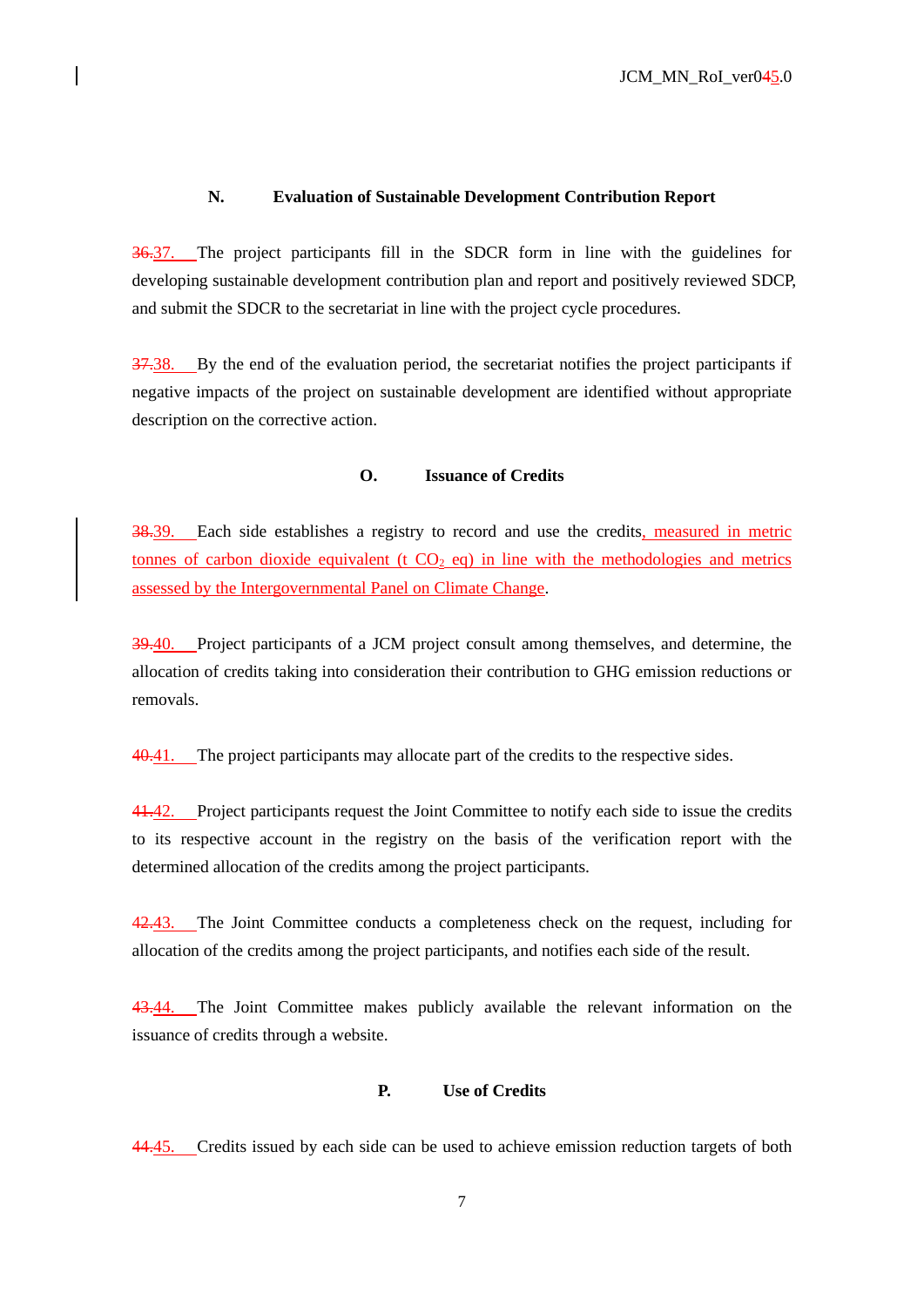## N. Evaluation of Sustainable Development Contribution Report

~~36.~~37. The project participants fill in the SDCR form in line with the guidelines for developing sustainable development contribution plan and report and positively reviewed SDCP, and submit the SDCR to the secretariat in line with the project cycle procedures.

~~37.~~38. By the end of the evaluation period, the secretariat notifies the project participants if negative impacts of the project on sustainable development are identified without appropriate description on the corrective action.

## O. Issuance of Credits

~~38.~~39. Each side establishes a registry to record and use the credits, measured in metric tonnes of carbon dioxide equivalent (t $CO_2$ eq) in line with the methodologies and metrics assessed by the Intergovernmental Panel on Climate Change.

~~39.~~40. Project participants of a JCM project consult among themselves, and determine, the allocation of credits taking into consideration their contribution to GHG emission reductions or removals.

~~40.~~41. The project participants may allocate part of the credits to the respective sides.

~~41.~~42. Project participants request the Joint Committee to notify each side to issue the credits to its respective account in the registry on the basis of the verification report with the determined allocation of the credits among the project participants.

~~42.~~43. The Joint Committee conducts a completeness check on the request, including for allocation of the credits among the project participants, and notifies each side of the result.

~~43.~~44. The Joint Committee makes publicly available the relevant information on the issuance of credits through a website.

## P. Use of Credits

~~44.~~45. Credits issued by each side can be used to achieve emission reduction targets of both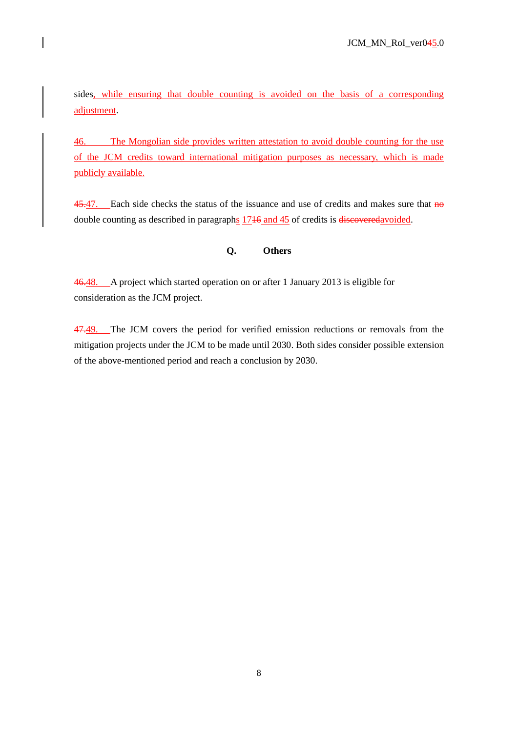sides, while ensuring that double counting is avoided on the basis of a corresponding adjustment.

46. The Mongolian side provides written attestation to avoid double counting for the use of the JCM credits toward international mitigation purposes as necessary, which is made publicly available.

~~45.~~47. Each side checks the status of the issuance and use of credits and makes sure that ~~no~~ double counting as described in paragraphs 17~~16~~ and 45 of credits is ~~discovered~~avoided.

## Q. Others

~~46.~~48. A project which started operation on or after 1 January 2013 is eligible for consideration as the JCM project.

~~47.~~49. The JCM covers the period for verified emission reductions or removals from the mitigation projects under the JCM to be made until 2030. Both sides consider possible extension of the above-mentioned period and reach a conclusion by 2030.